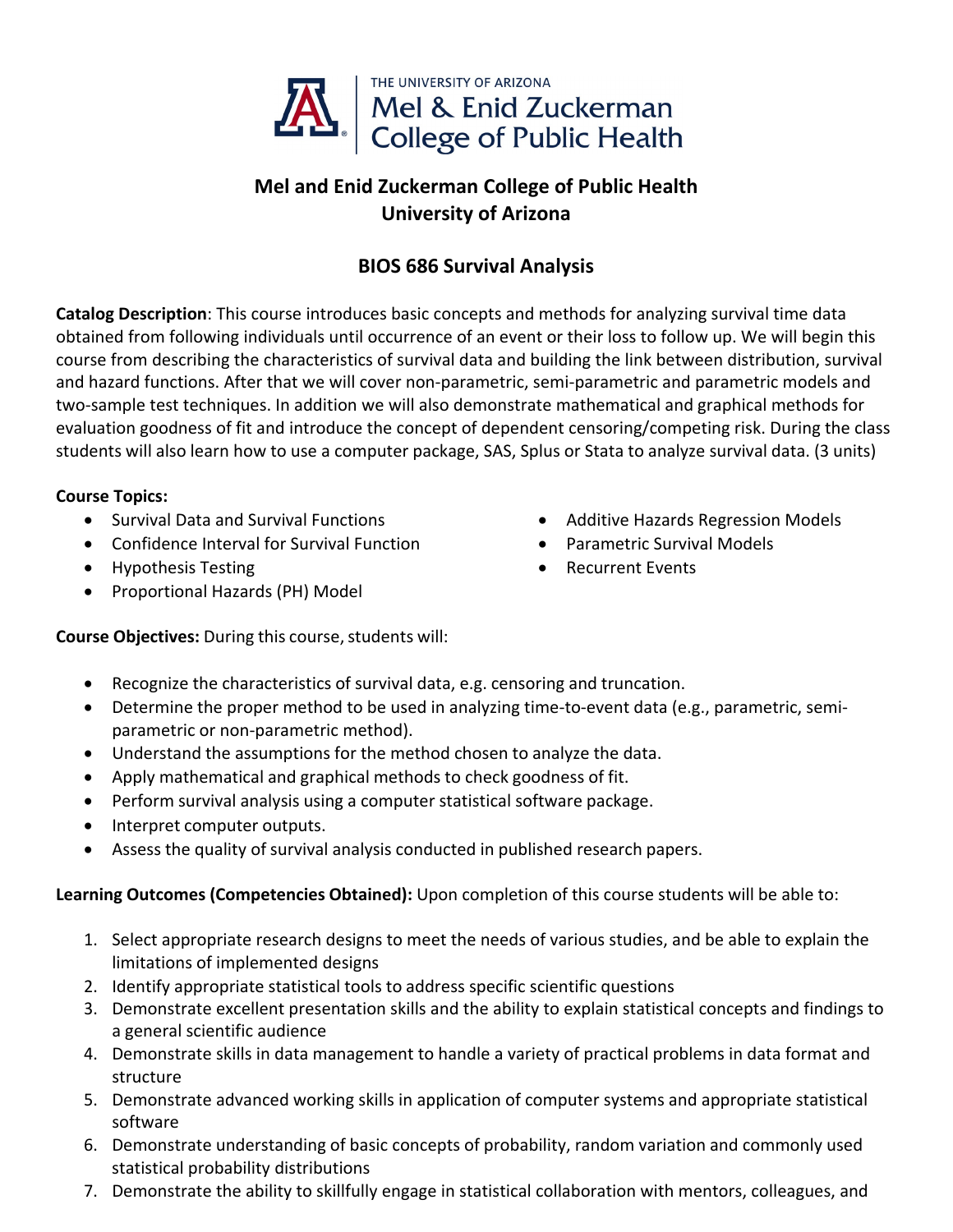THE UNIVERSITY OF ARIZONA
Mel & Enid Zuckerman
College of Public Health

# Mel and Enid Zuckerman College of Public Health
# University of Arizona

## BIOS 686 Survival Analysis

**Catalog Description**: This course introduces basic concepts and methods for analyzing survival time data obtained from following individuals until occurrence of an event or their loss to follow up. We will begin this course from describing the characteristics of survival data and building the link between distribution, survival and hazard functions. After that we will cover non-parametric, semi-parametric and parametric models and two-sample test techniques. In addition we will also demonstrate mathematical and graphical methods for evaluation goodness of fit and introduce the concept of dependent censoring/competing risk. During the class students will also learn how to use a computer package, SAS, Splus or Stata to analyze survival data. (3 units)

**Course Topics:**

- Survival Data and Survival Functions
- Confidence Interval for Survival Function
- Hypothesis Testing
- Proportional Hazards (PH) Model
- Additive Hazards Regression Models
- Parametric Survival Models
- Recurrent Events

**Course Objectives:** During this course, students will:

- Recognize the characteristics of survival data, e.g. censoring and truncation.
- Determine the proper method to be used in analyzing time-to-event data (e.g., parametric, semi-parametric or non-parametric method).
- Understand the assumptions for the method chosen to analyze the data.
- Apply mathematical and graphical methods to check goodness of fit.
- Perform survival analysis using a computer statistical software package.
- Interpret computer outputs.
- Assess the quality of survival analysis conducted in published research papers.

**Learning Outcomes (Competencies Obtained):** Upon completion of this course students will be able to:

1. Select appropriate research designs to meet the needs of various studies, and be able to explain the limitations of implemented designs
2. Identify appropriate statistical tools to address specific scientific questions
3. Demonstrate excellent presentation skills and the ability to explain statistical concepts and findings to a general scientific audience
4. Demonstrate skills in data management to handle a variety of practical problems in data format and structure
5. Demonstrate advanced working skills in application of computer systems and appropriate statistical software
6. Demonstrate understanding of basic concepts of probability, random variation and commonly used statistical probability distributions
7. Demonstrate the ability to skillfully engage in statistical collaboration with mentors, colleagues, and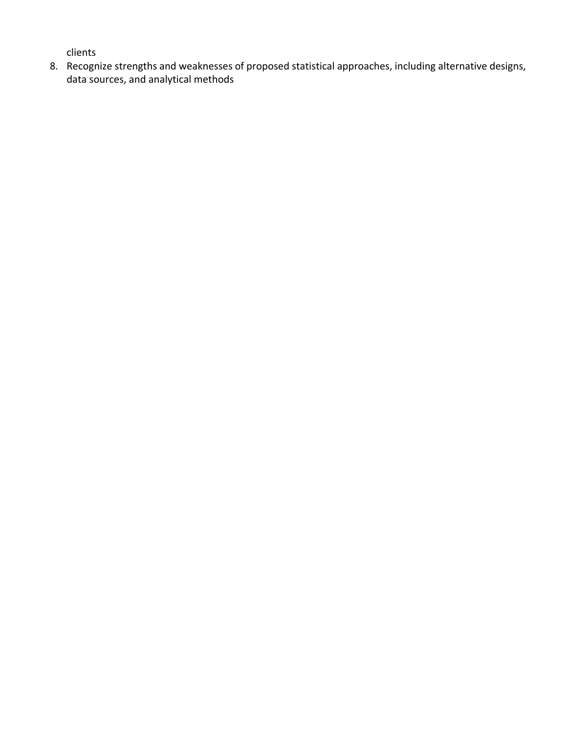clients

8. Recognize strengths and weaknesses of proposed statistical approaches, including alternative designs, data sources, and analytical methods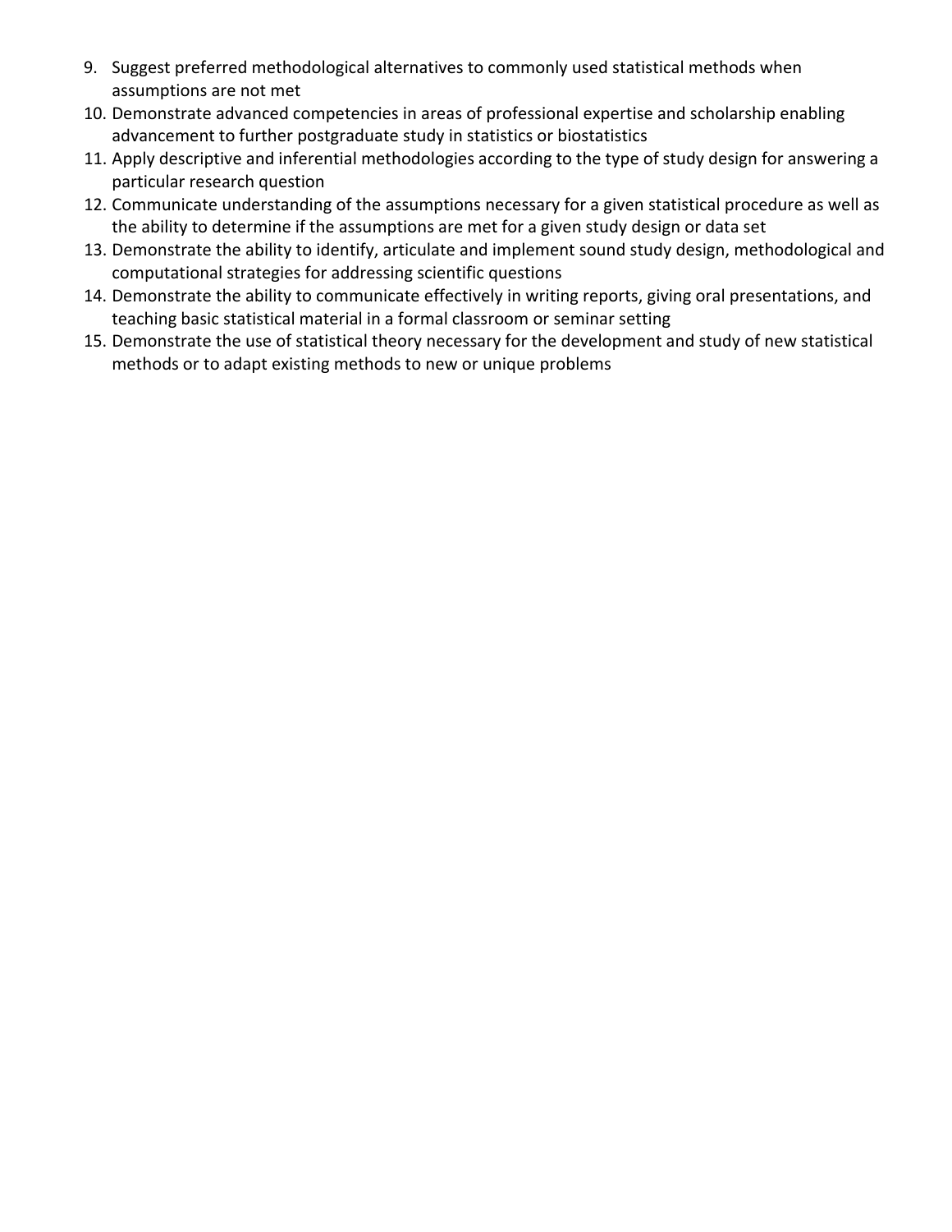9. Suggest preferred methodological alternatives to commonly used statistical methods when assumptions are not met
10. Demonstrate advanced competencies in areas of professional expertise and scholarship enabling advancement to further postgraduate study in statistics or biostatistics
11. Apply descriptive and inferential methodologies according to the type of study design for answering a particular research question
12. Communicate understanding of the assumptions necessary for a given statistical procedure as well as the ability to determine if the assumptions are met for a given study design or data set
13. Demonstrate the ability to identify, articulate and implement sound study design, methodological and computational strategies for addressing scientific questions
14. Demonstrate the ability to communicate effectively in writing reports, giving oral presentations, and teaching basic statistical material in a formal classroom or seminar setting
15. Demonstrate the use of statistical theory necessary for the development and study of new statistical methods or to adapt existing methods to new or unique problems